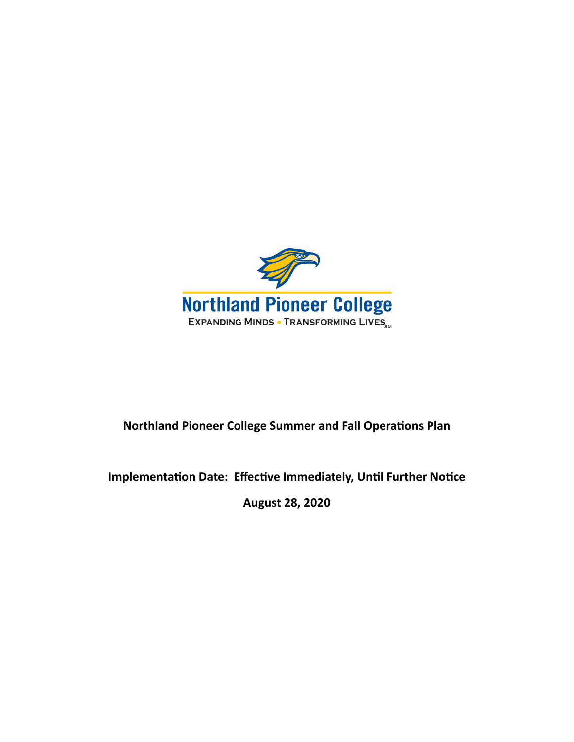Northland Pioneer College

EXPANDING MINDS • TRANSFORMING LIVES SM

**Northland Pioneer College Summer and Fall Operations Plan**

**Implementation Date: Effective Immediately, Until Further Notice**

**August 28, 2020**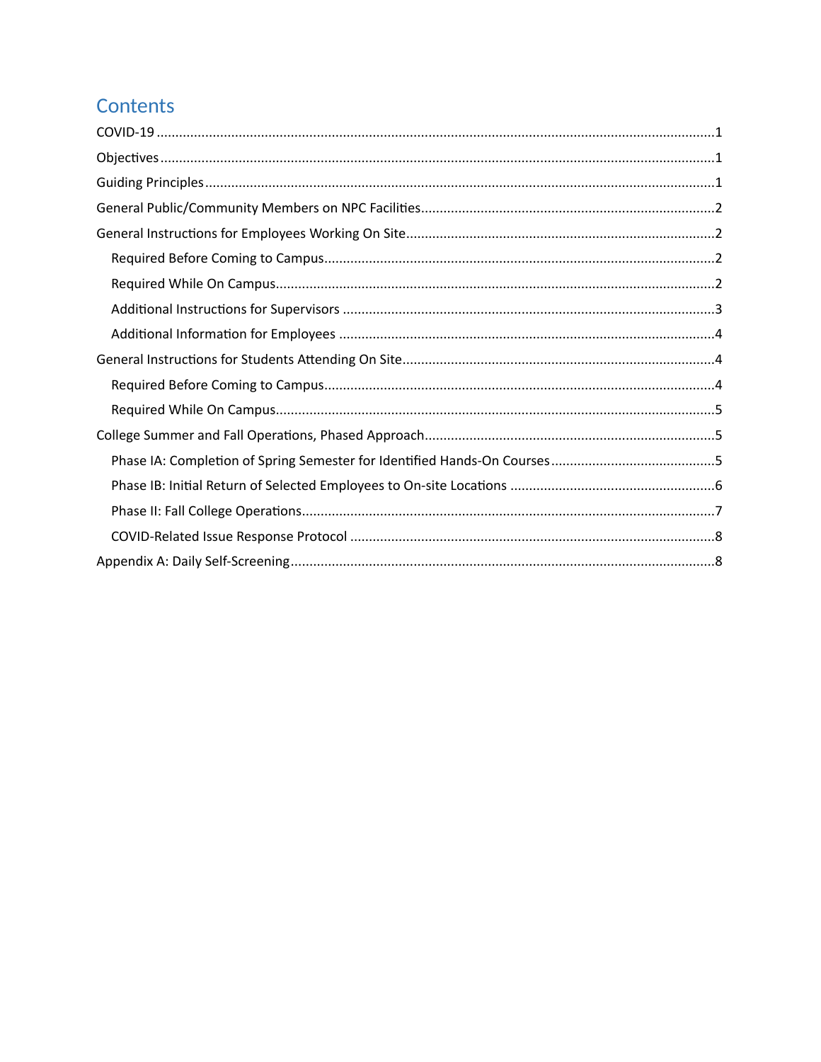# Contents

COVID-19 ....................................................................................................................................1

Objectives ...................................................................................................................................1

Guiding Principles .......................................................................................................................1

General Public/Community Members on NPC Facilities ..............................................................2

General Instructions for Employees Working On Site ..................................................................2

- Required Before Coming to Campus .......................................................................................2
- Required While On Campus .....................................................................................................2
- Additional Instructions for Supervisors ...................................................................................3
- Additional Information for Employees ....................................................................................4

General Instructions for Students Attending On Site ...................................................................4

- Required Before Coming to Campus .......................................................................................4
- Required While On Campus .....................................................................................................5

College Summer and Fall Operations, Phased Approach .............................................................5

- Phase IA: Completion of Spring Semester for Identified Hands-On Courses ............................5
- Phase IB: Initial Return of Selected Employees to On-site Locations .......................................6
- Phase II: Fall College Operations ..............................................................................................7
- COVID-Related Issue Response Protocol .................................................................................8

Appendix A: Daily Self-Screening .................................................................................................8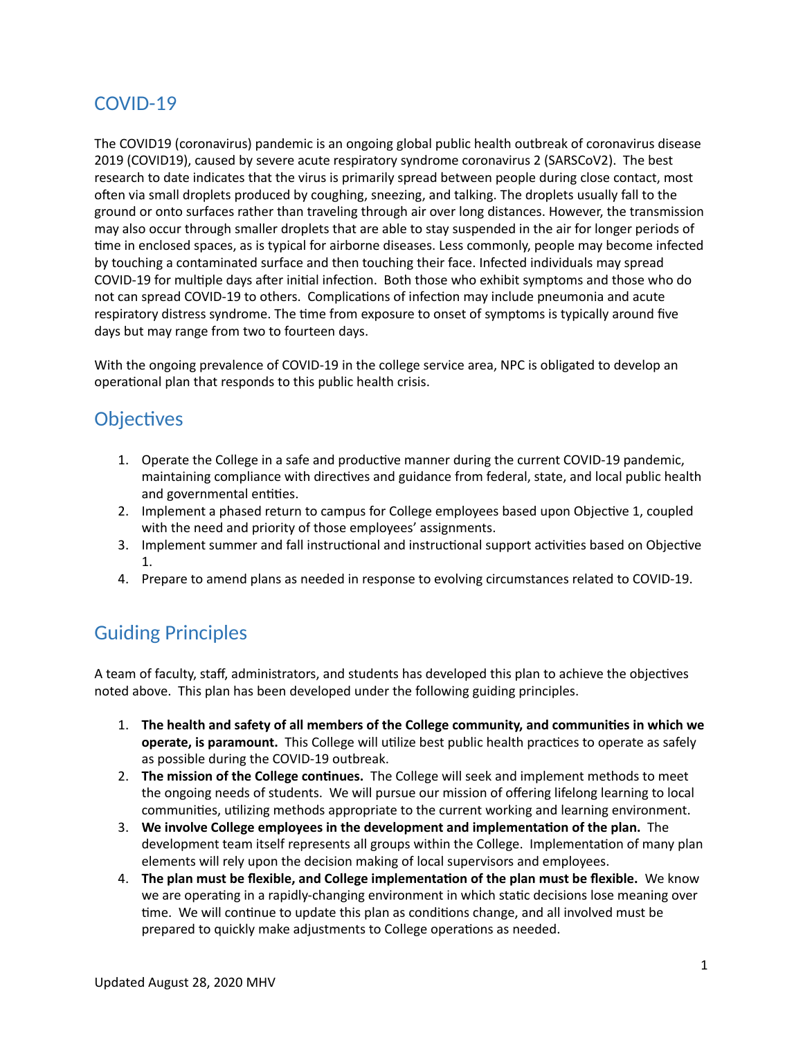## COVID-19

The COVID19 (coronavirus) pandemic is an ongoing global public health outbreak of coronavirus disease 2019 (COVID19), caused by severe acute respiratory syndrome coronavirus 2 (SARSCoV2). The best research to date indicates that the virus is primarily spread between people during close contact, most often via small droplets produced by coughing, sneezing, and talking. The droplets usually fall to the ground or onto surfaces rather than traveling through air over long distances. However, the transmission may also occur through smaller droplets that are able to stay suspended in the air for longer periods of time in enclosed spaces, as is typical for airborne diseases. Less commonly, people may become infected by touching a contaminated surface and then touching their face. Infected individuals may spread COVID-19 for multiple days after initial infection. Both those who exhibit symptoms and those who do not can spread COVID-19 to others. Complications of infection may include pneumonia and acute respiratory distress syndrome. The time from exposure to onset of symptoms is typically around five days but may range from two to fourteen days.

With the ongoing prevalence of COVID-19 in the college service area, NPC is obligated to develop an operational plan that responds to this public health crisis.

## Objectives

1. Operate the College in a safe and productive manner during the current COVID-19 pandemic, maintaining compliance with directives and guidance from federal, state, and local public health and governmental entities.
2. Implement a phased return to campus for College employees based upon Objective 1, coupled with the need and priority of those employees' assignments.
3. Implement summer and fall instructional and instructional support activities based on Objective 1.
4. Prepare to amend plans as needed in response to evolving circumstances related to COVID-19.

## Guiding Principles

A team of faculty, staff, administrators, and students has developed this plan to achieve the objectives noted above. This plan has been developed under the following guiding principles.

1. **The health and safety of all members of the College community, and communities in which we operate, is paramount.** This College will utilize best public health practices to operate as safely as possible during the COVID-19 outbreak.
2. **The mission of the College continues.** The College will seek and implement methods to meet the ongoing needs of students. We will pursue our mission of offering lifelong learning to local communities, utilizing methods appropriate to the current working and learning environment.
3. **We involve College employees in the development and implementation of the plan.** The development team itself represents all groups within the College. Implementation of many plan elements will rely upon the decision making of local supervisors and employees.
4. **The plan must be flexible, and College implementation of the plan must be flexible.** We know we are operating in a rapidly-changing environment in which static decisions lose meaning over time. We will continue to update this plan as conditions change, and all involved must be prepared to quickly make adjustments to College operations as needed.

Updated August 28, 2020 MHV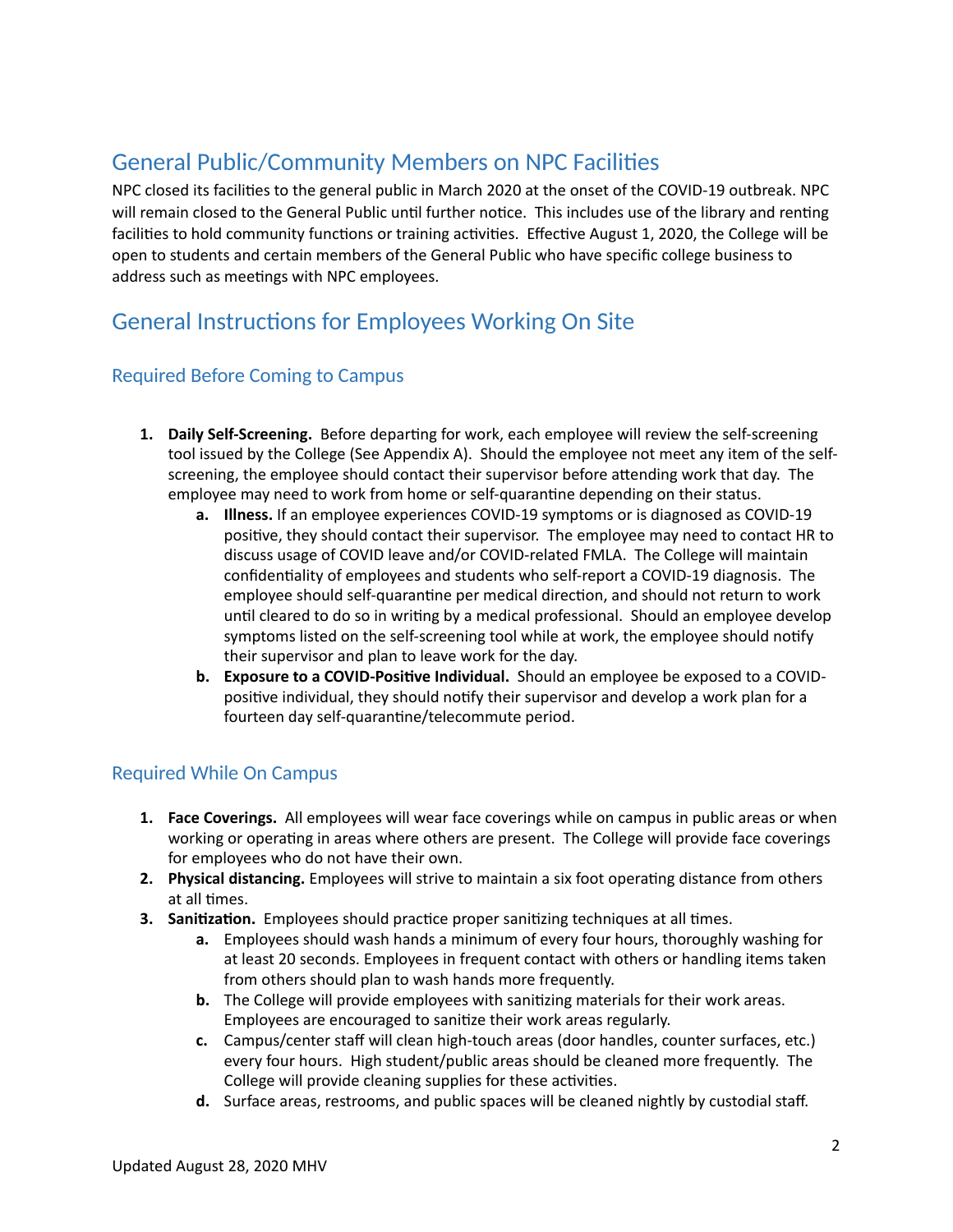## General Public/Community Members on NPC Facilities

NPC closed its facilities to the general public in March 2020 at the onset of the COVID-19 outbreak. NPC will remain closed to the General Public until further notice. This includes use of the library and renting facilities to hold community functions or training activities. Effective August 1, 2020, the College will be open to students and certain members of the General Public who have specific college business to address such as meetings with NPC employees.

## General Instructions for Employees Working On Site

### Required Before Coming to Campus

1. **Daily Self-Screening.** Before departing for work, each employee will review the self-screening tool issued by the College (See Appendix A). Should the employee not meet any item of the self-screening, the employee should contact their supervisor before attending work that day. The employee may need to work from home or self-quarantine depending on their status.
   a. **Illness.** If an employee experiences COVID-19 symptoms or is diagnosed as COVID-19 positive, they should contact their supervisor. The employee may need to contact HR to discuss usage of COVID leave and/or COVID-related FMLA. The College will maintain confidentiality of employees and students who self-report a COVID-19 diagnosis. The employee should self-quarantine per medical direction, and should not return to work until cleared to do so in writing by a medical professional. Should an employee develop symptoms listed on the self-screening tool while at work, the employee should notify their supervisor and plan to leave work for the day.
   b. **Exposure to a COVID-Positive Individual.** Should an employee be exposed to a COVID-positive individual, they should notify their supervisor and develop a work plan for a fourteen day self-quarantine/telecommute period.

### Required While On Campus

1. **Face Coverings.** All employees will wear face coverings while on campus in public areas or when working or operating in areas where others are present. The College will provide face coverings for employees who do not have their own.
2. **Physical distancing.** Employees will strive to maintain a six foot operating distance from others at all times.
3. **Sanitization.** Employees should practice proper sanitizing techniques at all times.
   a. Employees should wash hands a minimum of every four hours, thoroughly washing for at least 20 seconds. Employees in frequent contact with others or handling items taken from others should plan to wash hands more frequently.
   b. The College will provide employees with sanitizing materials for their work areas. Employees are encouraged to sanitize their work areas regularly.
   c. Campus/center staff will clean high-touch areas (door handles, counter surfaces, etc.) every four hours. High student/public areas should be cleaned more frequently. The College will provide cleaning supplies for these activities.
   d. Surface areas, restrooms, and public spaces will be cleaned nightly by custodial staff.

Updated August 28, 2020 MHV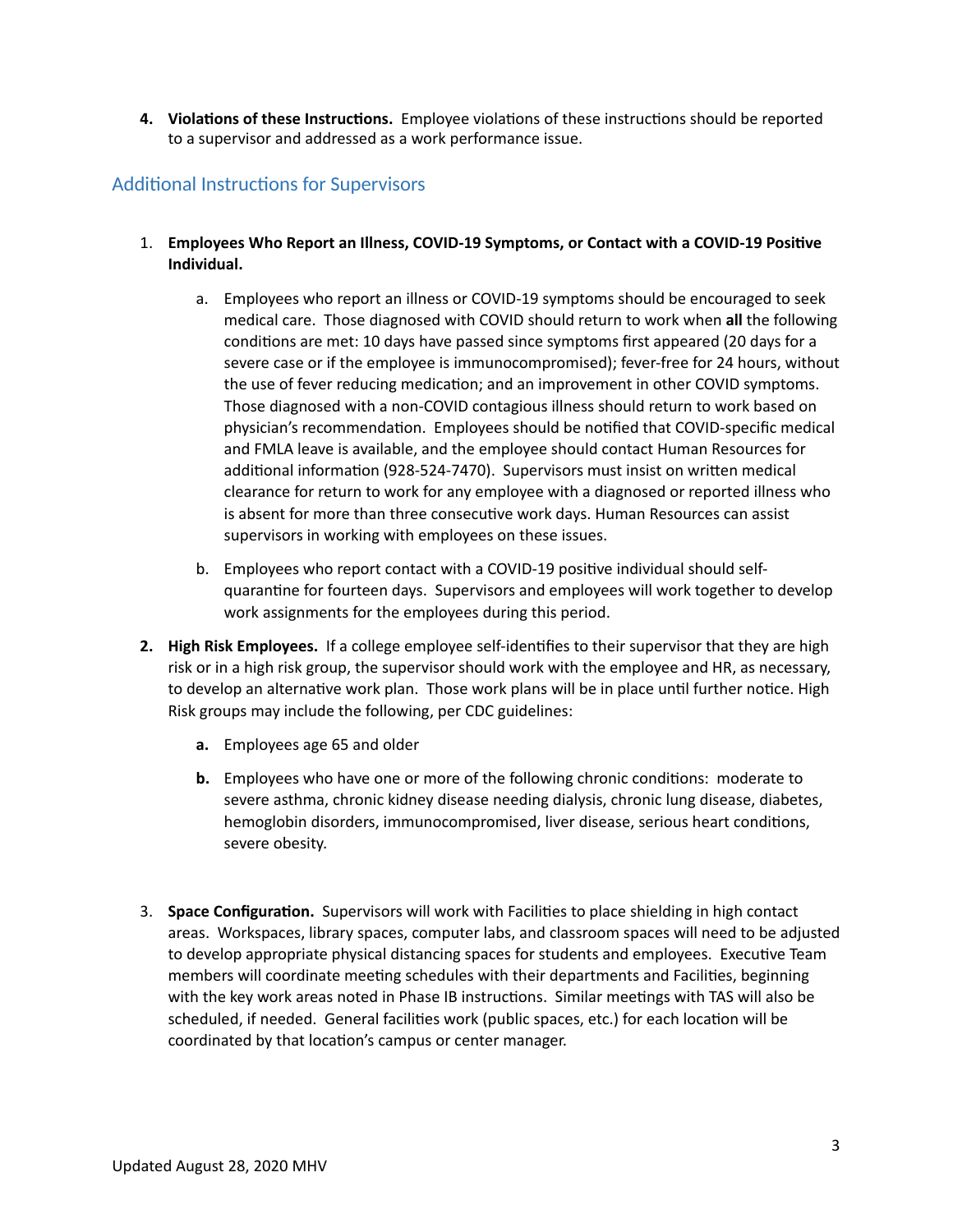4. **Violations of these Instructions.** Employee violations of these instructions should be reported to a supervisor and addressed as a work performance issue.

## Additional Instructions for Supervisors

1. **Employees Who Report an Illness, COVID-19 Symptoms, or Contact with a COVID-19 Positive Individual.**

   a. Employees who report an illness or COVID-19 symptoms should be encouraged to seek medical care. Those diagnosed with COVID should return to work when **all** the following conditions are met: 10 days have passed since symptoms first appeared (20 days for a severe case or if the employee is immunocompromised); fever-free for 24 hours, without the use of fever reducing medication; and an improvement in other COVID symptoms. Those diagnosed with a non-COVID contagious illness should return to work based on physician's recommendation. Employees should be notified that COVID-specific medical and FMLA leave is available, and the employee should contact Human Resources for additional information (928-524-7470). Supervisors must insist on written medical clearance for return to work for any employee with a diagnosed or reported illness who is absent for more than three consecutive work days. Human Resources can assist supervisors in working with employees on these issues.

   b. Employees who report contact with a COVID-19 positive individual should self-quarantine for fourteen days. Supervisors and employees will work together to develop work assignments for the employees during this period.

2. **High Risk Employees.** If a college employee self-identifies to their supervisor that they are high risk or in a high risk group, the supervisor should work with the employee and HR, as necessary, to develop an alternative work plan. Those work plans will be in place until further notice. High Risk groups may include the following, per CDC guidelines:

   **a.** Employees age 65 and older

   **b.** Employees who have one or more of the following chronic conditions: moderate to severe asthma, chronic kidney disease needing dialysis, chronic lung disease, diabetes, hemoglobin disorders, immunocompromised, liver disease, serious heart conditions, severe obesity.

3. **Space Configuration.** Supervisors will work with Facilities to place shielding in high contact areas. Workspaces, library spaces, computer labs, and classroom spaces will need to be adjusted to develop appropriate physical distancing spaces for students and employees. Executive Team members will coordinate meeting schedules with their departments and Facilities, beginning with the key work areas noted in Phase IB instructions. Similar meetings with TAS will also be scheduled, if needed. General facilities work (public spaces, etc.) for each location will be coordinated by that location's campus or center manager.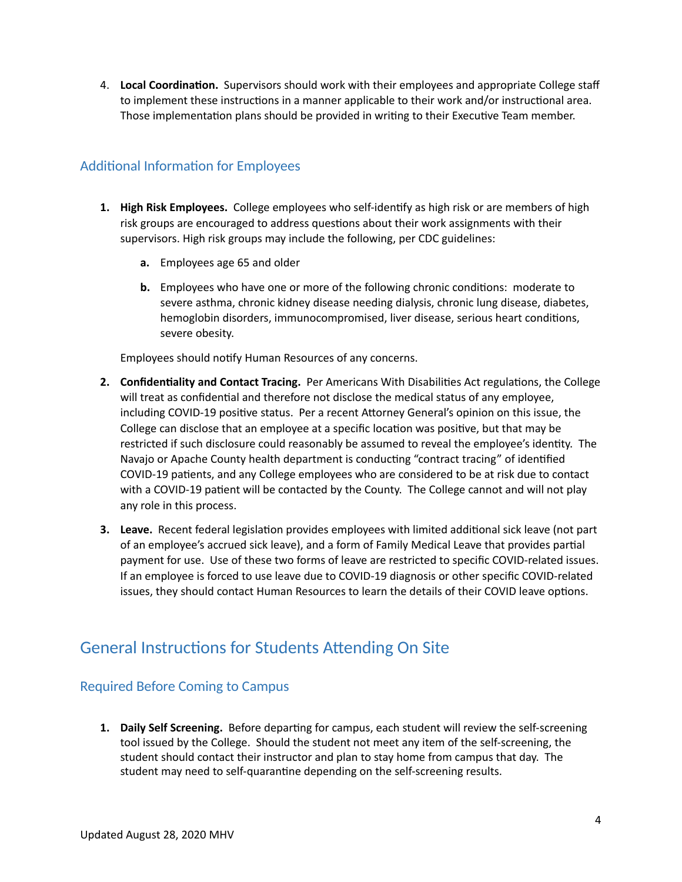4. **Local Coordination.** Supervisors should work with their employees and appropriate College staff to implement these instructions in a manner applicable to their work and/or instructional area. Those implementation plans should be provided in writing to their Executive Team member.

### Additional Information for Employees

1. **High Risk Employees.** College employees who self-identify as high risk or are members of high risk groups are encouraged to address questions about their work assignments with their supervisors. High risk groups may include the following, per CDC guidelines:
   - **a.** Employees age 65 and older
   - **b.** Employees who have one or more of the following chronic conditions: moderate to severe asthma, chronic kidney disease needing dialysis, chronic lung disease, diabetes, hemoglobin disorders, immunocompromised, liver disease, serious heart conditions, severe obesity.

   Employees should notify Human Resources of any concerns.

2. **Confidentiality and Contact Tracing.** Per Americans With Disabilities Act regulations, the College will treat as confidential and therefore not disclose the medical status of any employee, including COVID-19 positive status. Per a recent Attorney General's opinion on this issue, the College can disclose that an employee at a specific location was positive, but that may be restricted if such disclosure could reasonably be assumed to reveal the employee's identity. The Navajo or Apache County health department is conducting "contract tracing" of identified COVID-19 patients, and any College employees who are considered to be at risk due to contact with a COVID-19 patient will be contacted by the County. The College cannot and will not play any role in this process.

3. **Leave.** Recent federal legislation provides employees with limited additional sick leave (not part of an employee's accrued sick leave), and a form of Family Medical Leave that provides partial payment for use. Use of these two forms of leave are restricted to specific COVID-related issues. If an employee is forced to use leave due to COVID-19 diagnosis or other specific COVID-related issues, they should contact Human Resources to learn the details of their COVID leave options.

## General Instructions for Students Attending On Site

### Required Before Coming to Campus

1. **Daily Self Screening.** Before departing for campus, each student will review the self-screening tool issued by the College. Should the student not meet any item of the self-screening, the student should contact their instructor and plan to stay home from campus that day. The student may need to self-quarantine depending on the self-screening results.

Updated August 28, 2020 MHV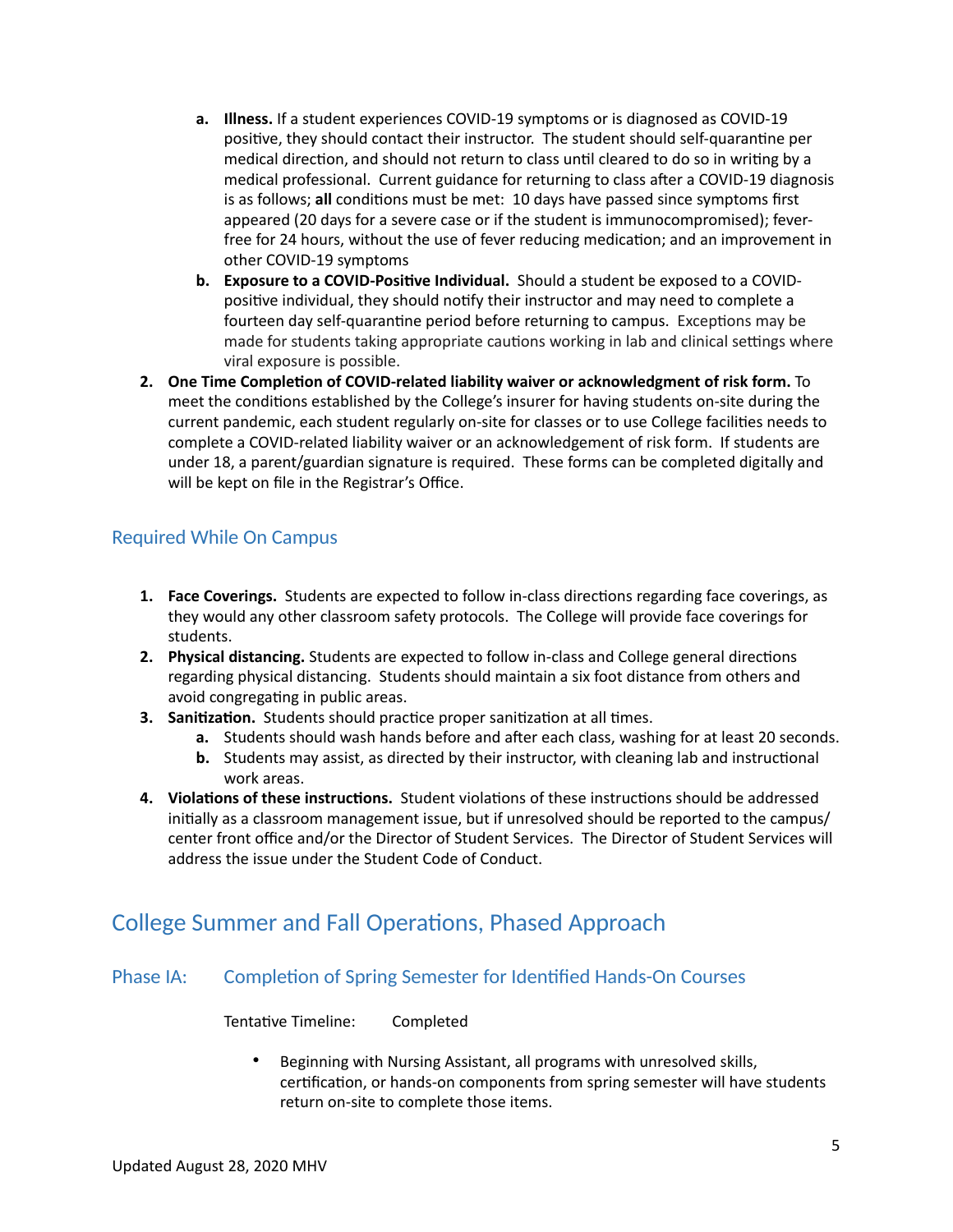a. **Illness.** If a student experiences COVID-19 symptoms or is diagnosed as COVID-19 positive, they should contact their instructor. The student should self-quarantine per medical direction, and should not return to class until cleared to do so in writing by a medical professional. Current guidance for returning to class after a COVID-19 diagnosis is as follows; **all** conditions must be met: 10 days have passed since symptoms first appeared (20 days for a severe case or if the student is immunocompromised); fever-free for 24 hours, without the use of fever reducing medication; and an improvement in other COVID-19 symptoms
   b. **Exposure to a COVID-Positive Individual.** Should a student be exposed to a COVID-positive individual, they should notify their instructor and may need to complete a fourteen day self-quarantine period before returning to campus. Exceptions may be made for students taking appropriate cautions working in lab and clinical settings where viral exposure is possible.
2. **One Time Completion of COVID-related liability waiver or acknowledgment of risk form.** To meet the conditions established by the College's insurer for having students on-site during the current pandemic, each student regularly on-site for classes or to use College facilities needs to complete a COVID-related liability waiver or an acknowledgement of risk form. If students are under 18, a parent/guardian signature is required. These forms can be completed digitally and will be kept on file in the Registrar's Office.

### Required While On Campus

1. **Face Coverings.** Students are expected to follow in-class directions regarding face coverings, as they would any other classroom safety protocols. The College will provide face coverings for students.
2. **Physical distancing.** Students are expected to follow in-class and College general directions regarding physical distancing. Students should maintain a six foot distance from others and avoid congregating in public areas.
3. **Sanitization.** Students should practice proper sanitization at all times.
   a. Students should wash hands before and after each class, washing for at least 20 seconds.
   b. Students may assist, as directed by their instructor, with cleaning lab and instructional work areas.
4. **Violations of these instructions.** Student violations of these instructions should be addressed initially as a classroom management issue, but if unresolved should be reported to the campus/ center front office and/or the Director of Student Services. The Director of Student Services will address the issue under the Student Code of Conduct.

## College Summer and Fall Operations, Phased Approach

### Phase IA: Completion of Spring Semester for Identified Hands-On Courses

Tentative Timeline: Completed

- Beginning with Nursing Assistant, all programs with unresolved skills, certification, or hands-on components from spring semester will have students return on-site to complete those items.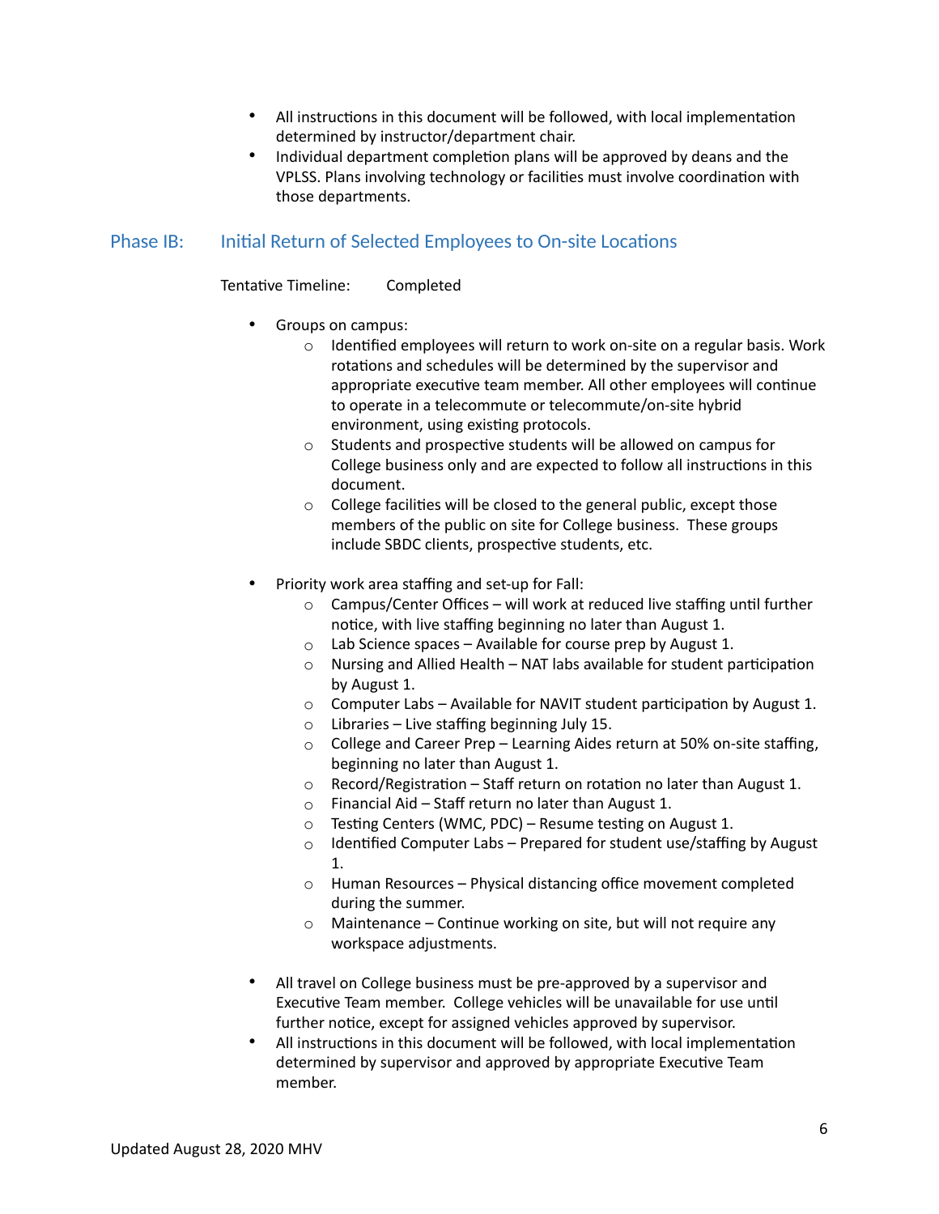- All instructions in this document will be followed, with local implementation determined by instructor/department chair.
- Individual department completion plans will be approved by deans and the VPLSS. Plans involving technology or facilities must involve coordination with those departments.

## Phase IB: Initial Return of Selected Employees to On-site Locations

Tentative Timeline: Completed

- Groups on campus:
  - Identified employees will return to work on-site on a regular basis. Work rotations and schedules will be determined by the supervisor and appropriate executive team member. All other employees will continue to operate in a telecommute or telecommute/on-site hybrid environment, using existing protocols.
  - Students and prospective students will be allowed on campus for College business only and are expected to follow all instructions in this document.
  - College facilities will be closed to the general public, except those members of the public on site for College business. These groups include SBDC clients, prospective students, etc.

- Priority work area staffing and set-up for Fall:
  - Campus/Center Offices – will work at reduced live staffing until further notice, with live staffing beginning no later than August 1.
  - Lab Science spaces – Available for course prep by August 1.
  - Nursing and Allied Health – NAT labs available for student participation by August 1.
  - Computer Labs – Available for NAVIT student participation by August 1.
  - Libraries – Live staffing beginning July 15.
  - College and Career Prep – Learning Aides return at 50% on-site staffing, beginning no later than August 1.
  - Record/Registration – Staff return on rotation no later than August 1.
  - Financial Aid – Staff return no later than August 1.
  - Testing Centers (WMC, PDC) – Resume testing on August 1.
  - Identified Computer Labs – Prepared for student use/staffing by August 1.
  - Human Resources – Physical distancing office movement completed during the summer.
  - Maintenance – Continue working on site, but will not require any workspace adjustments.

- All travel on College business must be pre-approved by a supervisor and Executive Team member. College vehicles will be unavailable for use until further notice, except for assigned vehicles approved by supervisor.
- All instructions in this document will be followed, with local implementation determined by supervisor and approved by appropriate Executive Team member.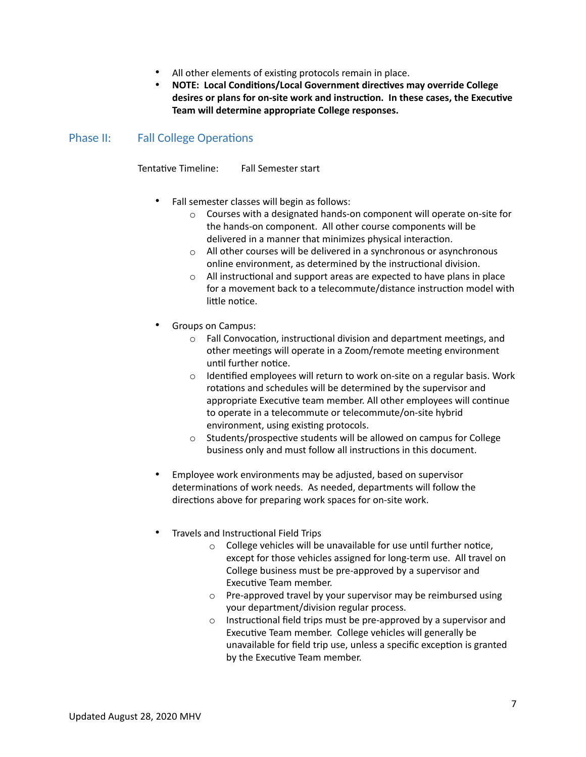- All other elements of existing protocols remain in place.
- **NOTE: Local Conditions/Local Government directives may override College desires or plans for on-site work and instruction. In these cases, the Executive Team will determine appropriate College responses.**

## Phase II: Fall College Operations

Tentative Timeline: Fall Semester start

- Fall semester classes will begin as follows:
  - Courses with a designated hands-on component will operate on-site for the hands-on component. All other course components will be delivered in a manner that minimizes physical interaction.
  - All other courses will be delivered in a synchronous or asynchronous online environment, as determined by the instructional division.
  - All instructional and support areas are expected to have plans in place for a movement back to a telecommute/distance instruction model with little notice.

- Groups on Campus:
  - Fall Convocation, instructional division and department meetings, and other meetings will operate in a Zoom/remote meeting environment until further notice.
  - Identified employees will return to work on-site on a regular basis. Work rotations and schedules will be determined by the supervisor and appropriate Executive team member. All other employees will continue to operate in a telecommute or telecommute/on-site hybrid environment, using existing protocols.
  - Students/prospective students will be allowed on campus for College business only and must follow all instructions in this document.

- Employee work environments may be adjusted, based on supervisor determinations of work needs. As needed, departments will follow the directions above for preparing work spaces for on-site work.

- Travels and Instructional Field Trips
  - College vehicles will be unavailable for use until further notice, except for those vehicles assigned for long-term use. All travel on College business must be pre-approved by a supervisor and Executive Team member.
  - Pre-approved travel by your supervisor may be reimbursed using your department/division regular process.
  - Instructional field trips must be pre-approved by a supervisor and Executive Team member. College vehicles will generally be unavailable for field trip use, unless a specific exception is granted by the Executive Team member.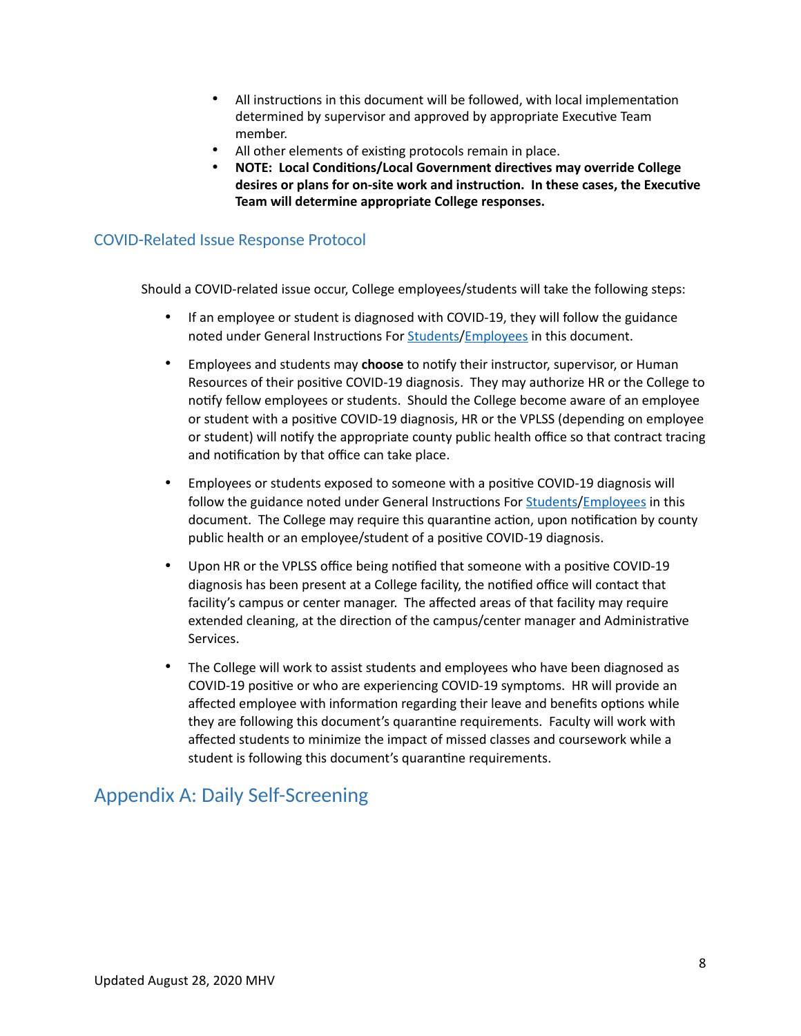- All instructions in this document will be followed, with local implementation determined by supervisor and approved by appropriate Executive Team member.
- All other elements of existing protocols remain in place.
- **NOTE: Local Conditions/Local Government directives may override College desires or plans for on-site work and instruction. In these cases, the Executive Team will determine appropriate College responses.**

### COVID-Related Issue Response Protocol

Should a COVID-related issue occur, College employees/students will take the following steps:

- If an employee or student is diagnosed with COVID-19, they will follow the guidance noted under General Instructions For Students/Employees in this document.
- Employees and students may **choose** to notify their instructor, supervisor, or Human Resources of their positive COVID-19 diagnosis. They may authorize HR or the College to notify fellow employees or students. Should the College become aware of an employee or student with a positive COVID-19 diagnosis, HR or the VPLSS (depending on employee or student) will notify the appropriate county public health office so that contract tracing and notification by that office can take place.
- Employees or students exposed to someone with a positive COVID-19 diagnosis will follow the guidance noted under General Instructions For Students/Employees in this document. The College may require this quarantine action, upon notification by county public health or an employee/student of a positive COVID-19 diagnosis.
- Upon HR or the VPLSS office being notified that someone with a positive COVID-19 diagnosis has been present at a College facility, the notified office will contact that facility's campus or center manager. The affected areas of that facility may require extended cleaning, at the direction of the campus/center manager and Administrative Services.
- The College will work to assist students and employees who have been diagnosed as COVID-19 positive or who are experiencing COVID-19 symptoms. HR will provide an affected employee with information regarding their leave and benefits options while they are following this document's quarantine requirements. Faculty will work with affected students to minimize the impact of missed classes and coursework while a student is following this document's quarantine requirements.

## Appendix A: Daily Self-Screening

Updated August 28, 2020 MHV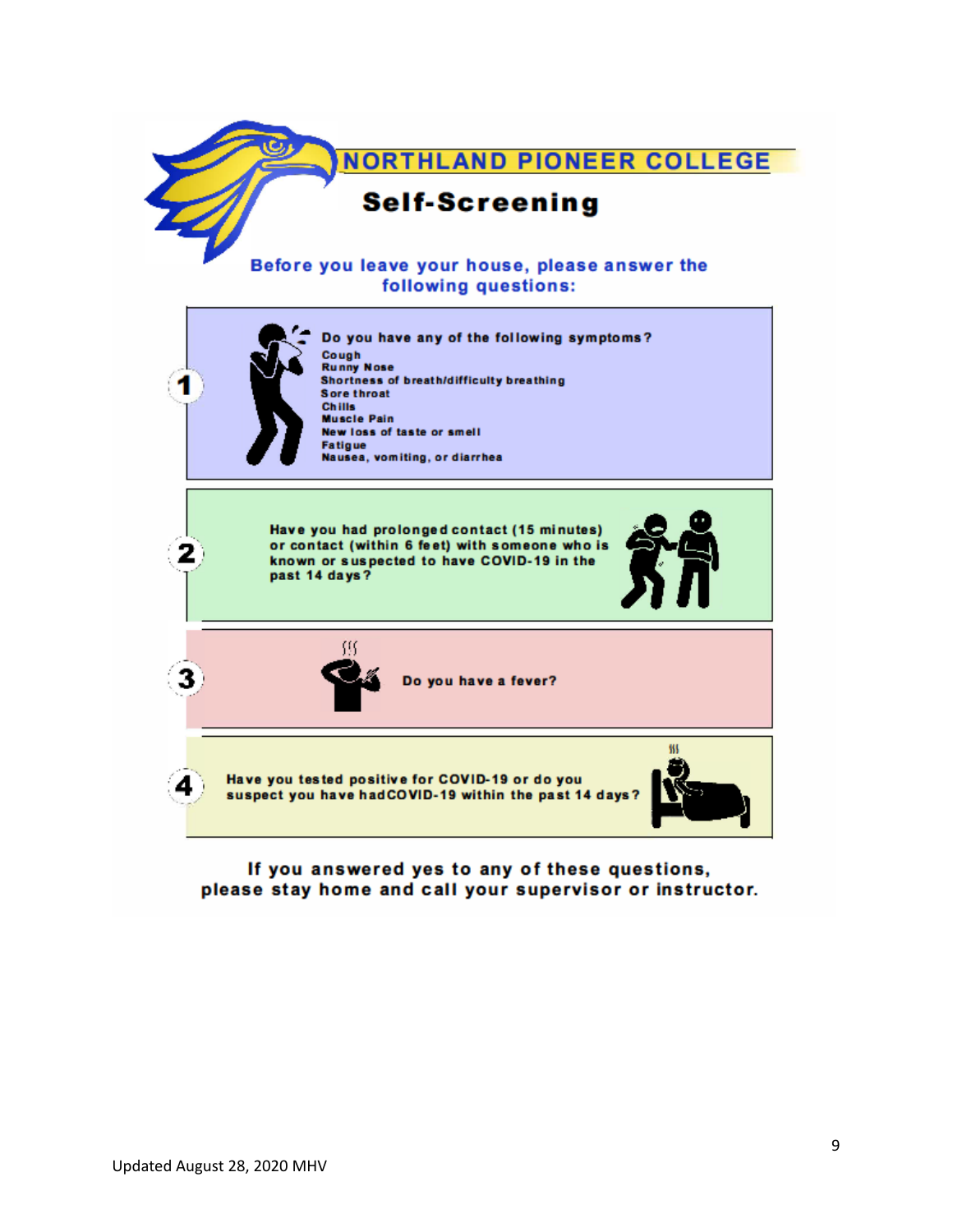# NORTHLAND PIONEER COLLEGE

## Self-Screening

**Before you leave your house, please answer the following questions:**

**1** Do you have any of the following symptoms?

- Cough
- Runny Nose
- Shortness of breath/difficulty breathing
- Sore throat
- Chills
- Muscle Pain
- New loss of taste or smell
- Fatigue
- Nausea, vomiting, or diarrhea

**2** Have you had prolonged contact (15 minutes) or contact (within 6 feet) with someone who is known or suspected to have COVID-19 in the past 14 days?

**3** Do you have a fever?

**4** Have you tested positive for COVID-19 or do you suspect you have had COVID-19 within the past 14 days?

**If you answered yes to any of these questions, please stay home and call your supervisor or instructor.**

Updated August 28, 2020 MHV